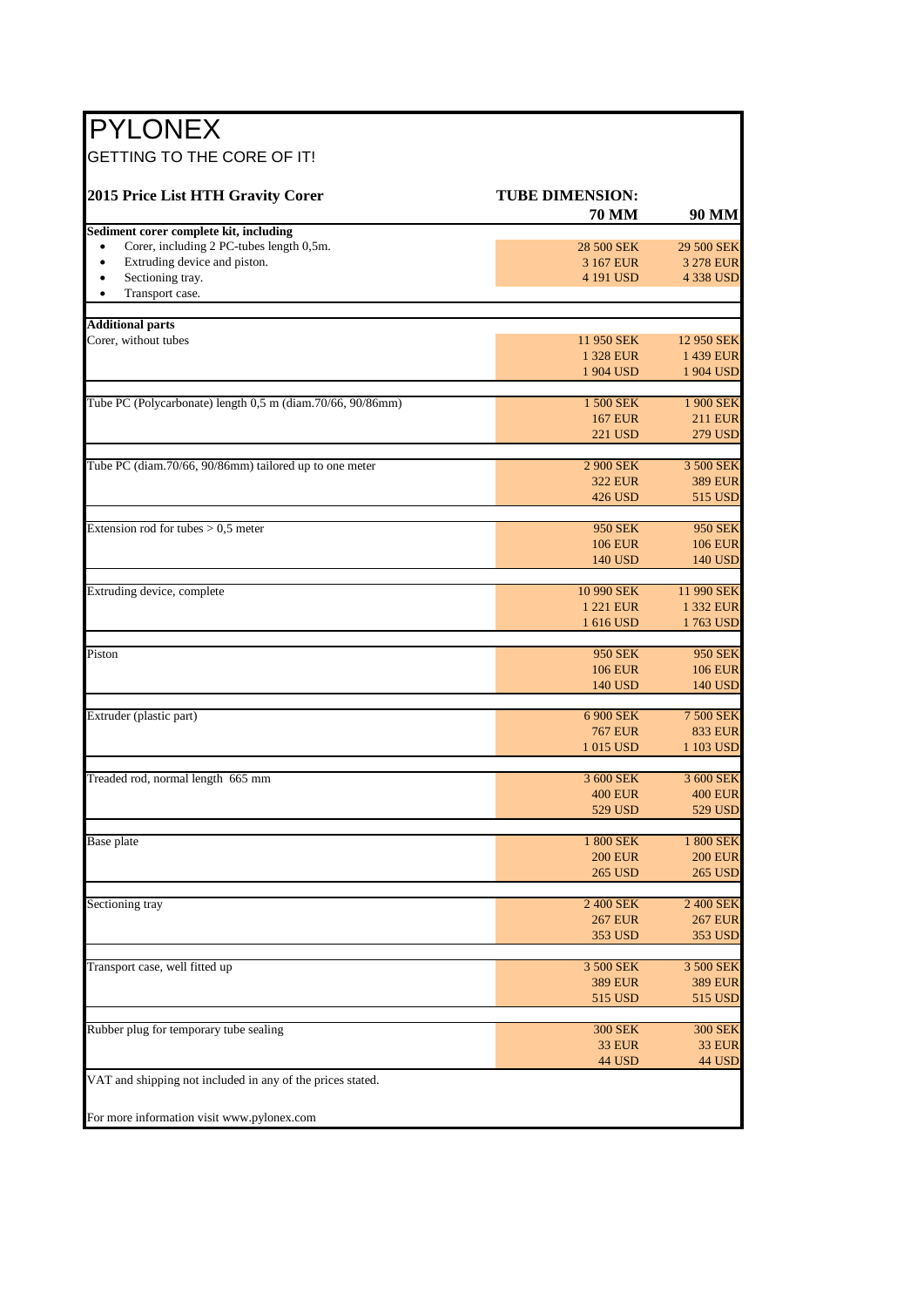# PYLONEX

GETTING TO THE CORE OF IT!

| 2015 Price List HTH Gravity Corer | TUBE DIMENSION: 70 MM | 90 MM |
|---|---|---|
| **Sediment corer complete kit, including** | | |
| • Corer, including 2 PC-tubes length 0,5m. | 28 500 SEK | 29 500 SEK |
| • Extruding device and piston. | 3 167 EUR | 3 278 EUR |
| • Sectioning tray. | 4 191 USD | 4 338 USD |
| • Transport case. | | |
| **Additional parts** | | |
| Corer, without tubes | 11 950 SEK | 12 950 SEK |
| | 1 328 EUR | 1 439 EUR |
| | 1 904 USD | 1 904 USD |
| Tube PC (Polycarbonate) length 0,5 m (diam.70/66, 90/86mm) | 1 500 SEK | 1 900 SEK |
| | 167 EUR | 211 EUR |
| | 221 USD | 279 USD |
| Tube PC (diam.70/66, 90/86mm) tailored up to one meter | 2 900 SEK | 3 500 SEK |
| | 322 EUR | 389 EUR |
| | 426 USD | 515 USD |
| Extension rod for tubes > 0,5 meter | 950 SEK | 950 SEK |
| | 106 EUR | 106 EUR |
| | 140 USD | 140 USD |
| Extruding device, complete | 10 990 SEK | 11 990 SEK |
| | 1 221 EUR | 1 332 EUR |
| | 1 616 USD | 1 763 USD |
| Piston | 950 SEK | 950 SEK |
| | 106 EUR | 106 EUR |
| | 140 USD | 140 USD |
| Extruder (plastic part) | 6 900 SEK | 7 500 SEK |
| | 767 EUR | 833 EUR |
| | 1 015 USD | 1 103 USD |
| Treaded rod, normal length 665 mm | 3 600 SEK | 3 600 SEK |
| | 400 EUR | 400 EUR |
| | 529 USD | 529 USD |
| Base plate | 1 800 SEK | 1 800 SEK |
| | 200 EUR | 200 EUR |
| | 265 USD | 265 USD |
| Sectioning tray | 2 400 SEK | 2 400 SEK |
| | 267 EUR | 267 EUR |
| | 353 USD | 353 USD |
| Transport case, well fitted up | 3 500 SEK | 3 500 SEK |
| | 389 EUR | 389 EUR |
| | 515 USD | 515 USD |
| Rubber plug for temporary tube sealing | 300 SEK | 300 SEK |
| | 33 EUR | 33 EUR |
| | 44 USD | 44 USD |

VAT and shipping not included in any of the prices stated.

For more information visit www.pylonex.com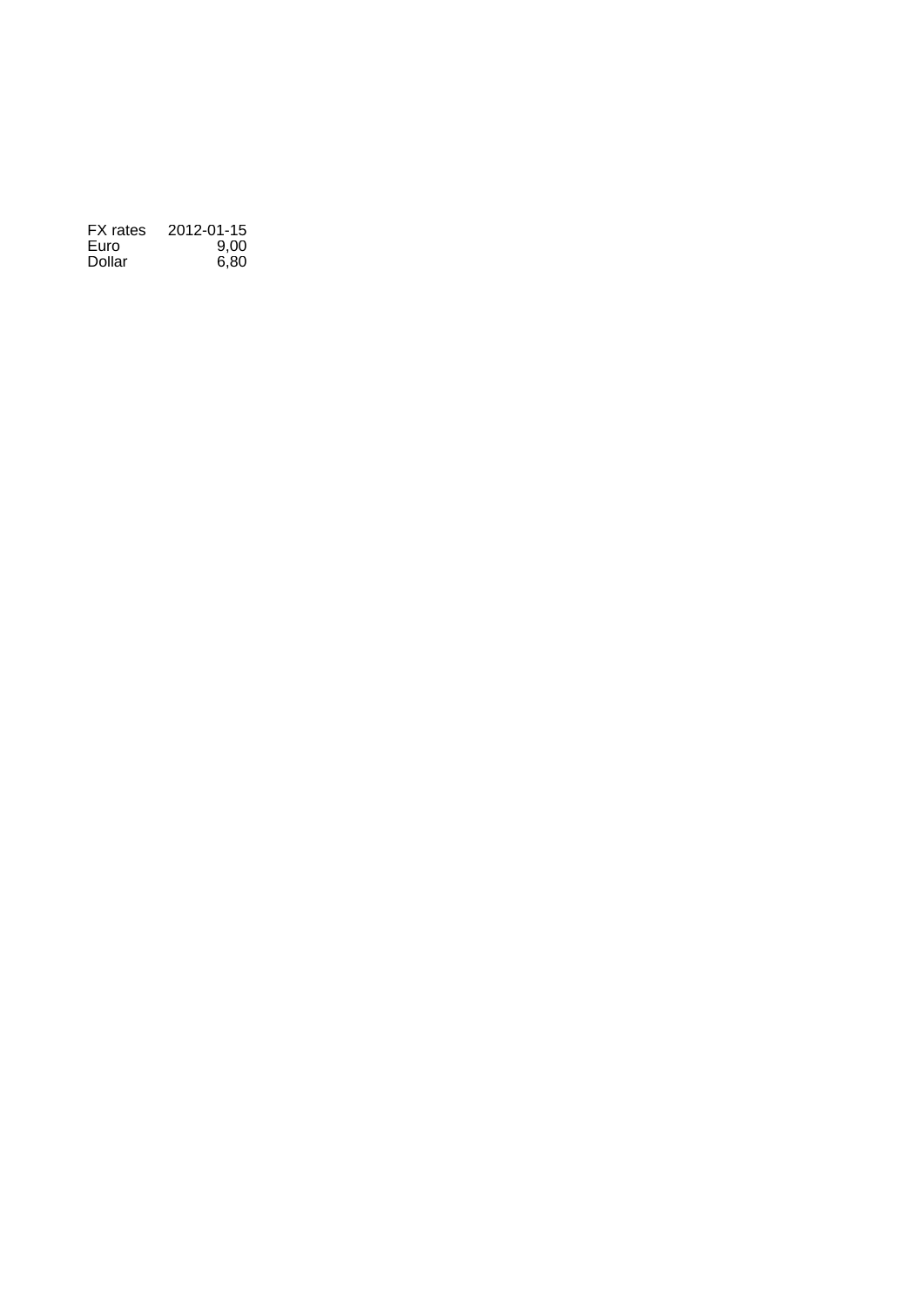| FX rates | 2012-01-15 |
| --- | --- |
| Euro | 9,00 |
| Dollar | 6,80 |